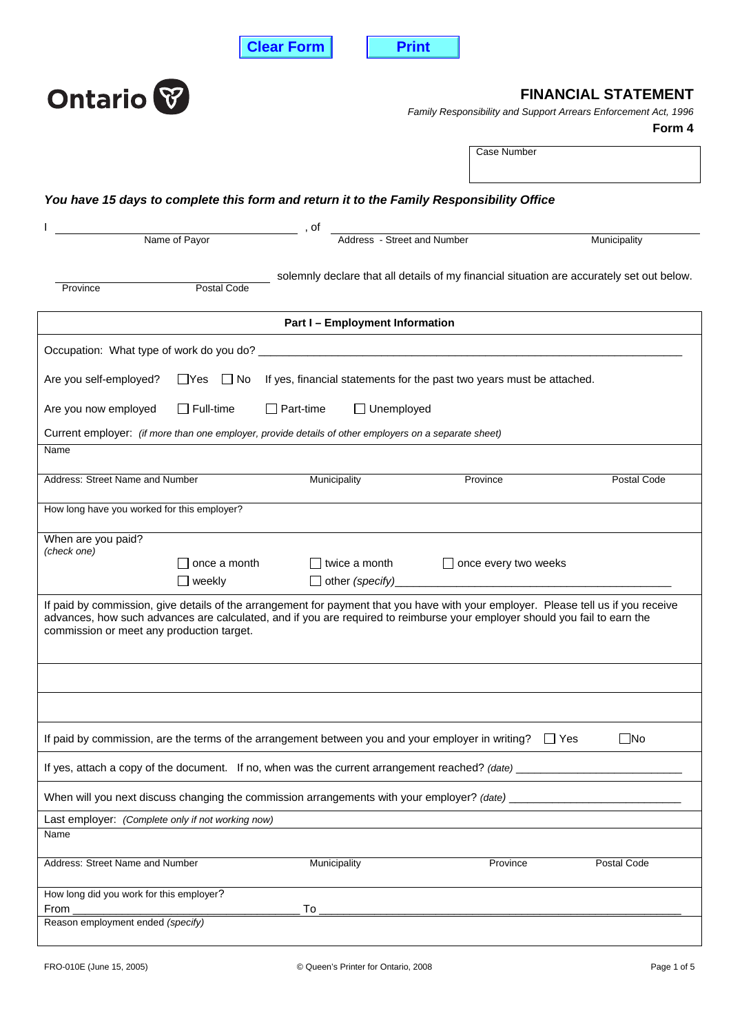Clear Form | Print

Ontario

# FINANCIAL STATEMENT

*Family Responsibility and Support Arrears Enforcement Act, 1996*

**Form 4**

Case Number

***You have 15 days to complete this form and return it to the Family Responsibility Office***

I ______________________ (Name of Payor), of ______________________ (Address - Street and Number) ______________________ (Municipality)

______________ (Province) ______________ (Postal Code) solemnly declare that all details of my financial situation are accurately set out below.

## Part I – Employment Information

Occupation: What type of work do you do? ____________________

Are you self-employed? ☐ Yes ☐ No If yes, financial statements for the past two years must be attached.

Are you now employed ☐ Full-time ☐ Part-time ☐ Unemployed

Current employer: *(if more than one employer, provide details of other employers on a separate sheet)*

Name

| Address: Street Name and Number | Municipality | Province | Postal Code |
|---|---|---|---|
| | | | |

How long have you worked for this employer?

When are you paid? *(check one)*

☐ once a month ☐ twice a month ☐ once every two weeks

☐ weekly ☐ other *(specify)* ____________________

If paid by commission, give details of the arrangement for payment that you have with your employer. Please tell us if you receive advances, how such advances are calculated, and if you are required to reimburse your employer should you fail to earn the commission or meet any production target.

If paid by commission, are the terms of the arrangement between you and your employer in writing? ☐ Yes ☐ No

If yes, attach a copy of the document. If no, when was the current arrangement reached? *(date)* ____________________

When will you next discuss changing the commission arrangements with your employer? *(date)* ____________________

Last employer: *(Complete only if not working now)*

Name

| Address: Street Name and Number | Municipality | Province | Postal Code |
|---|---|---|---|
| | | | |

How long did you work for this employer?

From ____________________ To ____________________

Reason employment ended *(specify)*

FRO-010E (June 15, 2005) © Queen's Printer for Ontario, 2008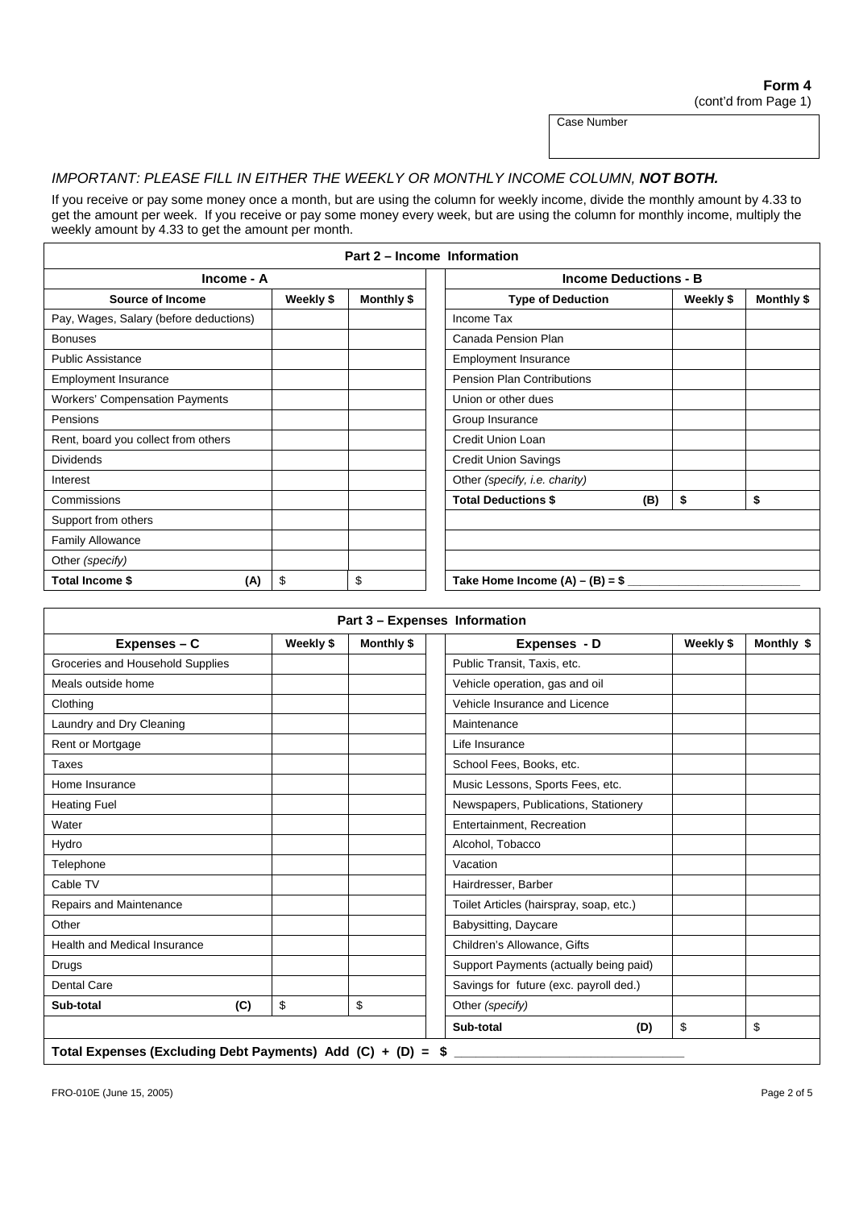**Form 4**
(cont'd from Page 1)

| Case Number |
|---|
| |

*IMPORTANT: PLEASE FILL IN EITHER THE WEEKLY OR MONTHLY INCOME COLUMN, **NOT BOTH.***

If you receive or pay some money once a month, but are using the column for weekly income, divide the monthly amount by 4.33 to get the amount per week. If you receive or pay some money every week, but are using the column for monthly income, multiply the weekly amount by 4.33 to get the amount per month.

## Part 2 – Income Information

| Income - A | | | Income Deductions - B | | |
|---|---|---|---|---|---|
| **Source of Income** | **Weekly $** | **Monthly $** | **Type of Deduction** | **Weekly $** | **Monthly $** |
| Pay, Wages, Salary (before deductions) | | | Income Tax | | |
| Bonuses | | | Canada Pension Plan | | |
| Public Assistance | | | Employment Insurance | | |
| Employment Insurance | | | Pension Plan Contributions | | |
| Workers' Compensation Payments | | | Union or other dues | | |
| Pensions | | | Group Insurance | | |
| Rent, board you collect from others | | | Credit Union Loan | | |
| Dividends | | | Credit Union Savings | | |
| Interest | | | Other *(specify, i.e. charity)* | | |
| Commissions | | | **Total Deductions $ (B)** | **$** | **$** |
| Support from others | | | | | |
| Family Allowance | | | | | |
| Other *(specify)* | | | | | |
| **Total Income $ (A)** | $ | $ | **Take Home Income (A) – (B) = $** ______________ | | |

## Part 3 – Expenses Information

| Expenses – C | Weekly $ | Monthly $ | Expenses - D | Weekly $ | Monthly $ |
|---|---|---|---|---|---|
| Groceries and Household Supplies | | | Public Transit, Taxis, etc. | | |
| Meals outside home | | | Vehicle operation, gas and oil | | |
| Clothing | | | Vehicle Insurance and Licence | | |
| Laundry and Dry Cleaning | | | Maintenance | | |
| Rent or Mortgage | | | Life Insurance | | |
| Taxes | | | School Fees, Books, etc. | | |
| Home Insurance | | | Music Lessons, Sports Fees, etc. | | |
| Heating Fuel | | | Newspapers, Publications, Stationery | | |
| Water | | | Entertainment, Recreation | | |
| Hydro | | | Alcohol, Tobacco | | |
| Telephone | | | Vacation | | |
| Cable TV | | | Hairdresser, Barber | | |
| Repairs and Maintenance | | | Toilet Articles (hairspray, soap, etc.) | | |
| Other | | | Babysitting, Daycare | | |
| Health and Medical Insurance | | | Children's Allowance, Gifts | | |
| Drugs | | | Support Payments (actually being paid) | | |
| Dental Care | | | Savings for future (exc. payroll ded.) | | |
| **Sub-total (C)** | $ | $ | Other *(specify)* | | |
| | | | **Sub-total (D)** | $ | $ |

**Total Expenses (Excluding Debt Payments) Add (C) + (D) = $** ______________________

FRO-010E (June 15, 2005)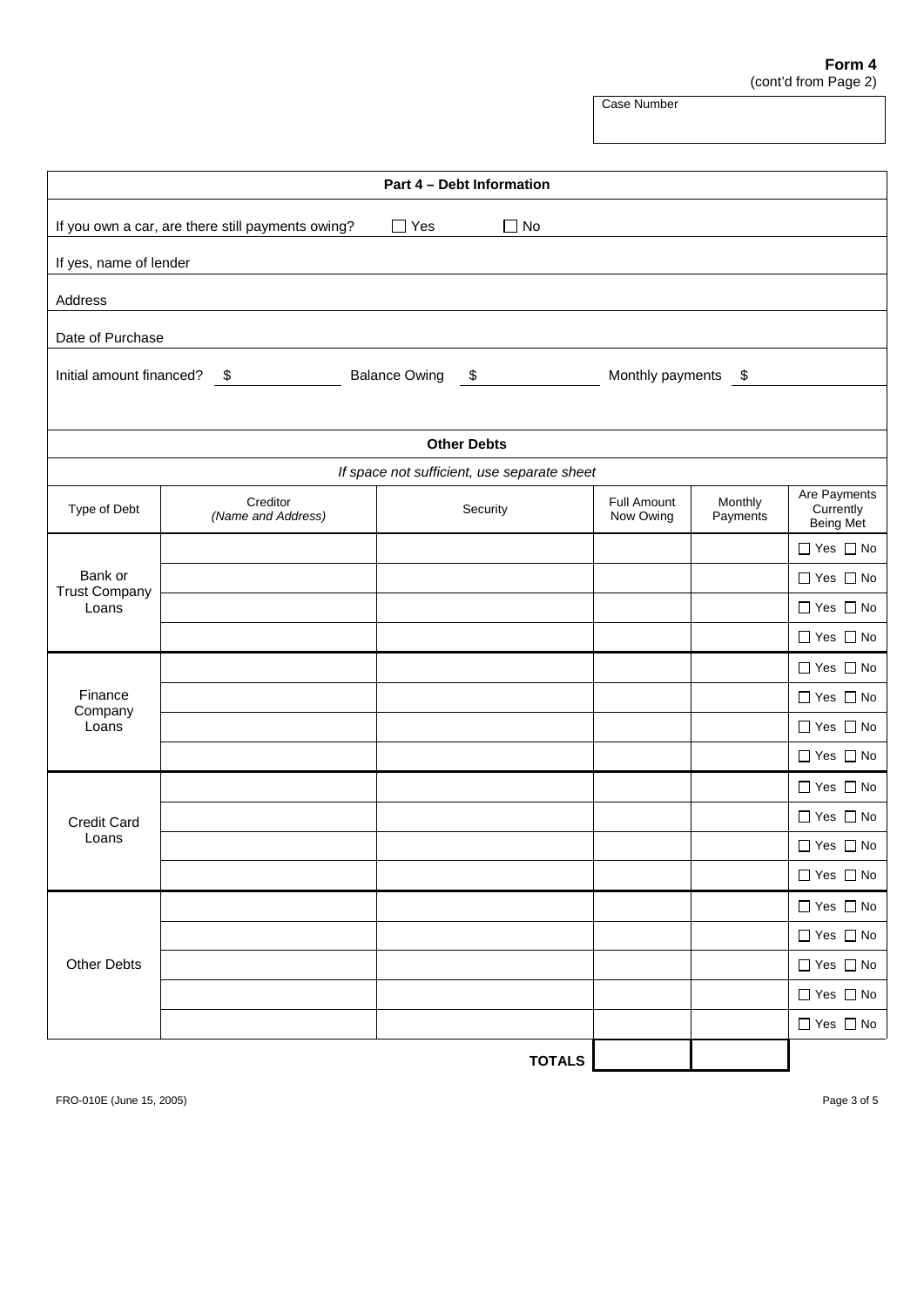**Form 4**
(cont'd from Page 2)

Case Number

## Part 4 – Debt Information

If you own a car, are there still payments owing? ☐ Yes ☐ No

If yes, name of lender

Address

Date of Purchase

Initial amount financed? $ ______ Balance Owing $ ______ Monthly payments $ ______

### Other Debts

*If space not sufficient, use separate sheet*

| Type of Debt | Creditor *(Name and Address)* | Security | Full Amount Now Owing | Monthly Payments | Are Payments Currently Being Met |
|---|---|---|---|---|---|
| Bank or Trust Company Loans | | | | | ☐ Yes ☐ No |
| | | | | | ☐ Yes ☐ No |
| | | | | | ☐ Yes ☐ No |
| | | | | | ☐ Yes ☐ No |
| Finance Company Loans | | | | | ☐ Yes ☐ No |
| | | | | | ☐ Yes ☐ No |
| | | | | | ☐ Yes ☐ No |
| | | | | | ☐ Yes ☐ No |
| Credit Card Loans | | | | | ☐ Yes ☐ No |
| | | | | | ☐ Yes ☐ No |
| | | | | | ☐ Yes ☐ No |
| | | | | | ☐ Yes ☐ No |
| Other Debts | | | | | ☐ Yes ☐ No |
| | | | | | ☐ Yes ☐ No |
| | | | | | ☐ Yes ☐ No |
| | | | | | ☐ Yes ☐ No |
| | | | | | ☐ Yes ☐ No |
| | | **TOTALS** | | | |

FRO-010E (June 15, 2005)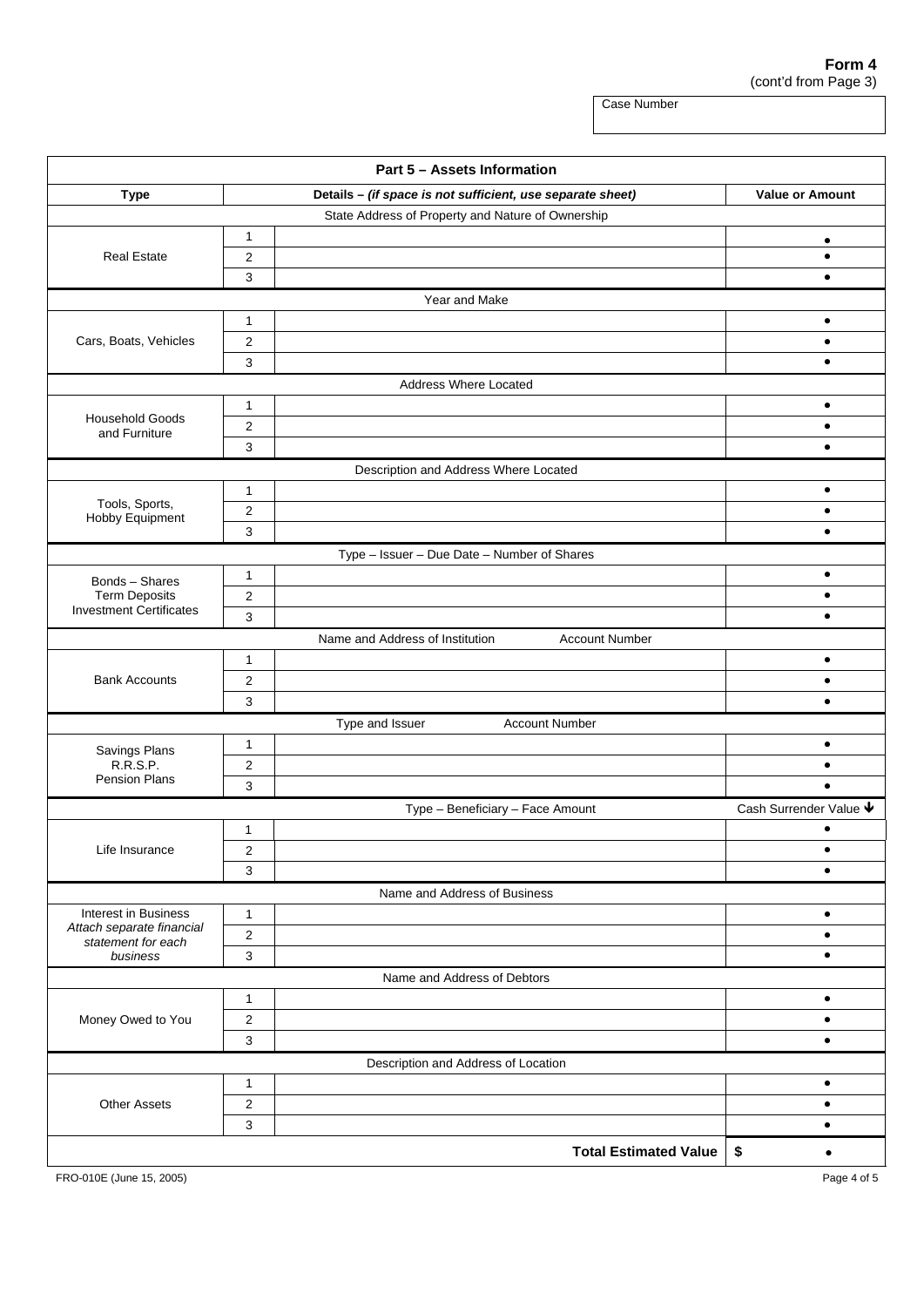**Form 4**
(cont'd from Page 3)

| Case Number |
|---|
| |

## Part 5 – Assets Information

| Type | | Details – *(if space is not sufficient, use separate sheet)* | Value or Amount |
|---|---|---|---|
| | | State Address of Property and Nature of Ownership | |
| Real Estate | 1 | | • |
| | 2 | | • |
| | 3 | | • |
| | | Year and Make | |
| Cars, Boats, Vehicles | 1 | | • |
| | 2 | | • |
| | 3 | | • |
| | | Address Where Located | |
| Household Goods and Furniture | 1 | | • |
| | 2 | | • |
| | 3 | | • |
| | | Description and Address Where Located | |
| Tools, Sports, Hobby Equipment | 1 | | • |
| | 2 | | • |
| | 3 | | • |
| | | Type – Issuer – Due Date – Number of Shares | |
| Bonds – Shares Term Deposits Investment Certificates | 1 | | • |
| | 2 | | • |
| | 3 | | • |
| | | Name and Address of Institution Account Number | |
| Bank Accounts | 1 | | • |
| | 2 | | • |
| | 3 | | • |
| | | Type and Issuer Account Number | |
| Savings Plans R.R.S.P. Pension Plans | 1 | | • |
| | 2 | | • |
| | 3 | | • |
| | | Type – Beneficiary – Face Amount | Cash Surrender Value ↓ |
| Life Insurance | 1 | | • |
| | 2 | | • |
| | 3 | | • |
| | | Name and Address of Business | |
| Interest in Business *Attach separate financial statement for each business* | 1 | | • |
| | 2 | | • |
| | 3 | | • |
| | | Name and Address of Debtors | |
| Money Owed to You | 1 | | • |
| | 2 | | • |
| | 3 | | • |
| | | Description and Address of Location | |
| Other Assets | 1 | | • |
| | 2 | | • |
| | 3 | | • |
| | | **Total Estimated Value** | **$** • |

FRO-010E (June 15, 2005)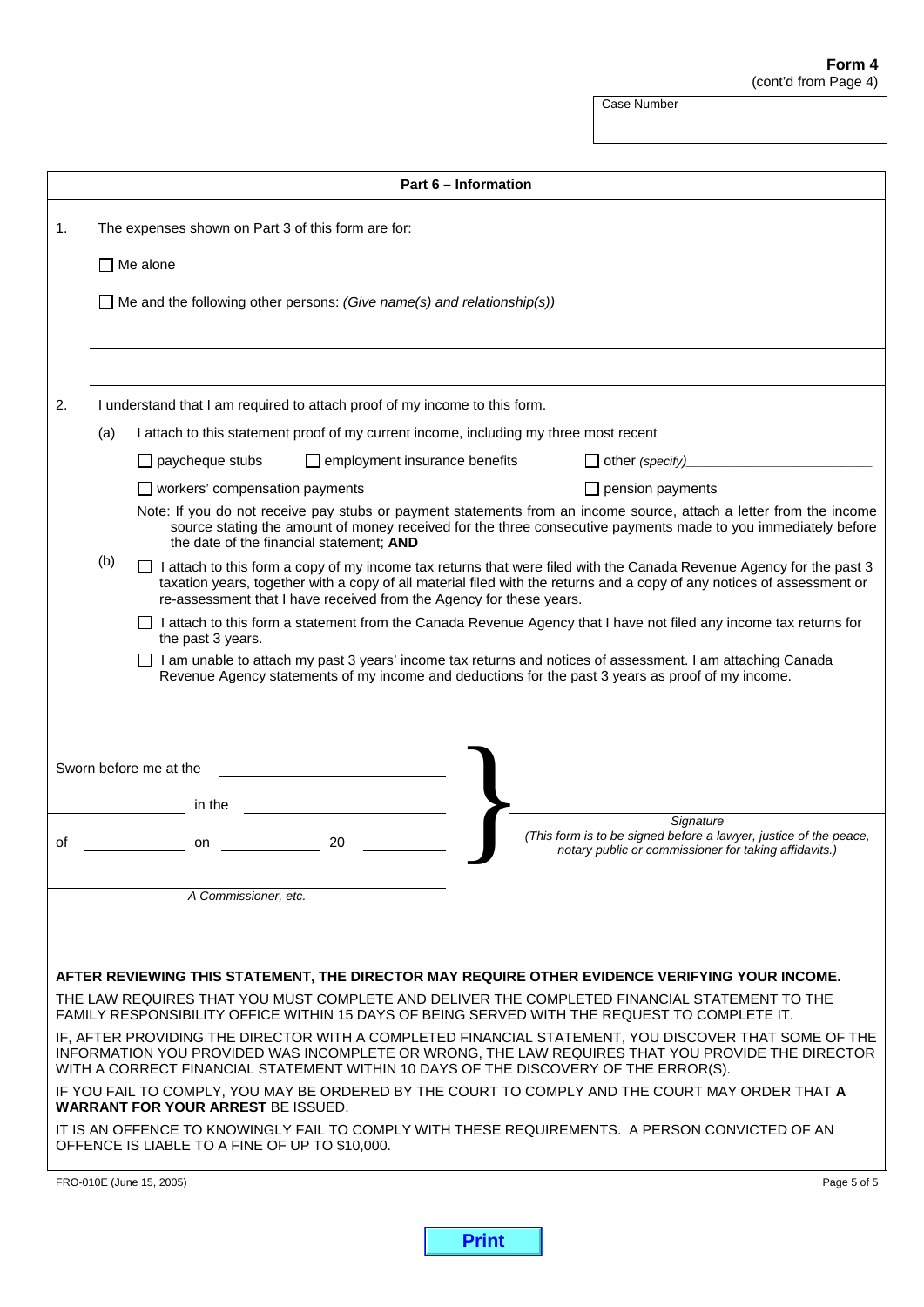**Form 4**
(cont'd from Page 4)

Case Number

## Part 6 – Information

1. The expenses shown on Part 3 of this form are for:

   ☐ Me alone

   ☐ Me and the following other persons: *(Give name(s) and relationship(s))*

2. I understand that I am required to attach proof of my income to this form.

   (a) I attach to this statement proof of my current income, including my three most recent

   ☐ paycheque stubs ☐ employment insurance benefits ☐ other *(specify)*\_\_\_\_\_\_\_\_\_\_\_\_\_\_\_\_\_\_\_\_\_\_\_\_

   ☐ workers' compensation payments ☐ pension payments

   Note: If you do not receive pay stubs or payment statements from an income source, attach a letter from the income source stating the amount of money received for the three consecutive payments made to you immediately before the date of the financial statement; **AND**

   (b) ☐ I attach to this form a copy of my income tax returns that were filed with the Canada Revenue Agency for the past 3 taxation years, together with a copy of all material filed with the returns and a copy of any notices of assessment or re-assessment that I have received from the Agency for these years.

   ☐ I attach to this form a statement from the Canada Revenue Agency that I have not filed any income tax returns for the past 3 years.

   ☐ I am unable to attach my past 3 years' income tax returns and notices of assessment. I am attaching Canada Revenue Agency statements of my income and deductions for the past 3 years as proof of my income.

Sworn before me at the \_\_\_\_\_\_\_\_\_\_\_\_\_\_\_\_\_\_\_\_

\_\_\_\_\_\_\_\_\_\_\_\_ in the \_\_\_\_\_\_\_\_\_\_\_\_\_\_\_\_\_\_\_\_

of \_\_\_\_\_\_\_\_\_\_\_\_ on \_\_\_\_\_\_\_\_\_\_\_\_ 20 \_\_\_\_\_\_\_\_

\_\_\_\_\_\_\_\_\_\_\_\_\_\_\_\_\_\_\_\_\_\_\_\_\_\_\_\_\_\_
*A Commissioner, etc.*

\_\_\_\_\_\_\_\_\_\_\_\_\_\_\_\_\_\_\_\_\_\_\_\_\_\_\_\_\_\_
Signature
*(This form is to be signed before a lawyer, justice of the peace, notary public or commissioner for taking affidavits.)*

**AFTER REVIEWING THIS STATEMENT, THE DIRECTOR MAY REQUIRE OTHER EVIDENCE VERIFYING YOUR INCOME.**

THE LAW REQUIRES THAT YOU MUST COMPLETE AND DELIVER THE COMPLETED FINANCIAL STATEMENT TO THE FAMILY RESPONSIBILITY OFFICE WITHIN 15 DAYS OF BEING SERVED WITH THE REQUEST TO COMPLETE IT.

IF, AFTER PROVIDING THE DIRECTOR WITH A COMPLETED FINANCIAL STATEMENT, YOU DISCOVER THAT SOME OF THE INFORMATION YOU PROVIDED WAS INCOMPLETE OR WRONG, THE LAW REQUIRES THAT YOU PROVIDE THE DIRECTOR WITH A CORRECT FINANCIAL STATEMENT WITHIN 10 DAYS OF THE DISCOVERY OF THE ERROR(S).

IF YOU FAIL TO COMPLY, YOU MAY BE ORDERED BY THE COURT TO COMPLY AND THE COURT MAY ORDER THAT **A WARRANT FOR YOUR ARREST** BE ISSUED.

IT IS AN OFFENCE TO KNOWINGLY FAIL TO COMPLY WITH THESE REQUIREMENTS. A PERSON CONVICTED OF AN OFFENCE IS LIABLE TO A FINE OF UP TO $10,000.

FRO-010E (June 15, 2005)

Print